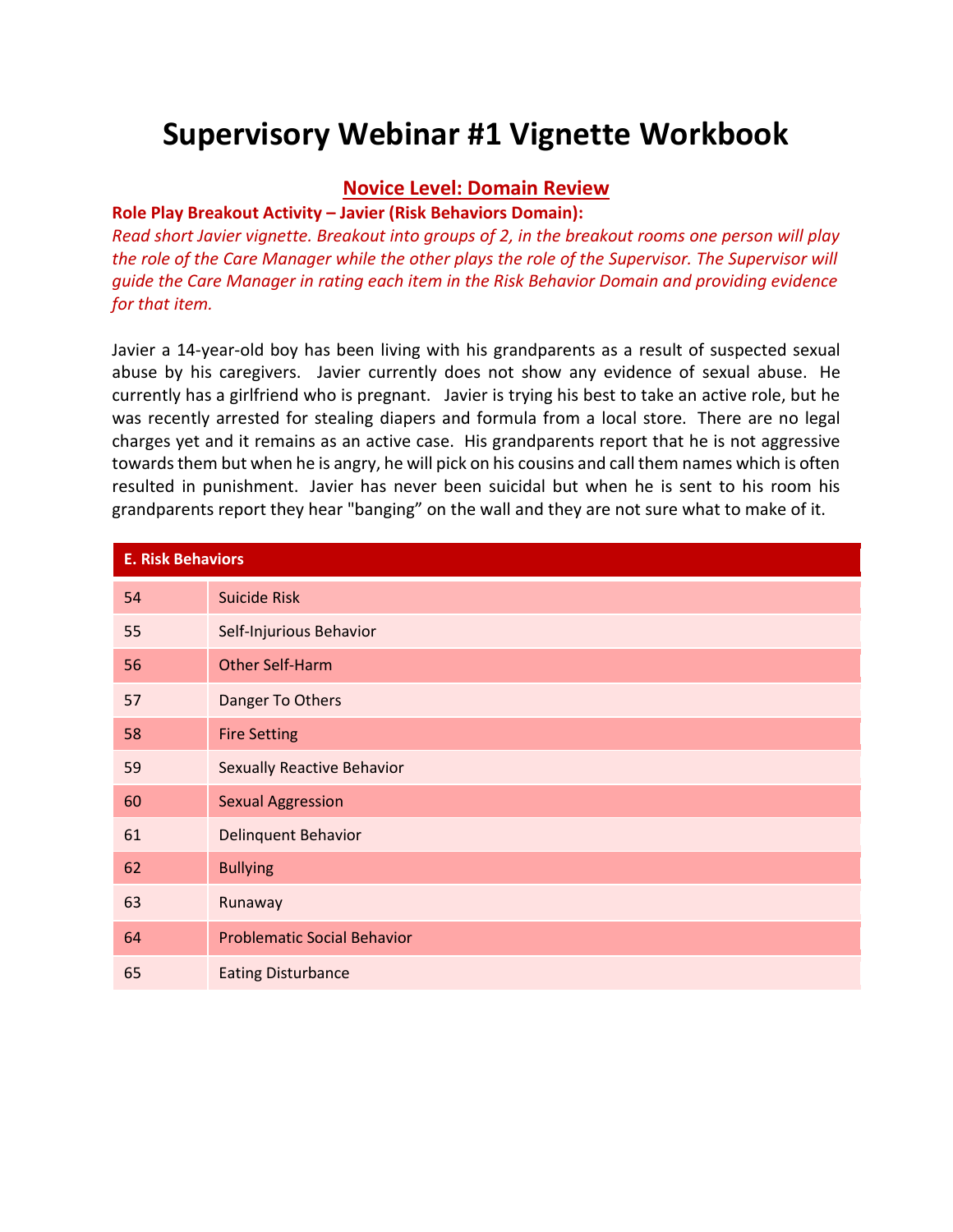# Supervisory Webinar #1 Vignette Workbook

## Novice Level: Domain Review

**Role Play Breakout Activity – Javier (Risk Behaviors Domain):**

*Read short Javier vignette. Breakout into groups of 2, in the breakout rooms one person will play the role of the Care Manager while the other plays the role of the Supervisor. The Supervisor will guide the Care Manager in rating each item in the Risk Behavior Domain and providing evidence for that item.*

Javier a 14-year-old boy has been living with his grandparents as a result of suspected sexual abuse by his caregivers. Javier currently does not show any evidence of sexual abuse. He currently has a girlfriend who is pregnant. Javier is trying his best to take an active role, but he was recently arrested for stealing diapers and formula from a local store. There are no legal charges yet and it remains as an active case. His grandparents report that he is not aggressive towards them but when he is angry, he will pick on his cousins and call them names which is often resulted in punishment. Javier has never been suicidal but when he is sent to his room his grandparents report they hear "banging" on the wall and they are not sure what to make of it.

| E. Risk Behaviors | |
|---|---|
| 54 | Suicide Risk |
| 55 | Self-Injurious Behavior |
| 56 | Other Self-Harm |
| 57 | Danger To Others |
| 58 | Fire Setting |
| 59 | Sexually Reactive Behavior |
| 60 | Sexual Aggression |
| 61 | Delinquent Behavior |
| 62 | Bullying |
| 63 | Runaway |
| 64 | Problematic Social Behavior |
| 65 | Eating Disturbance |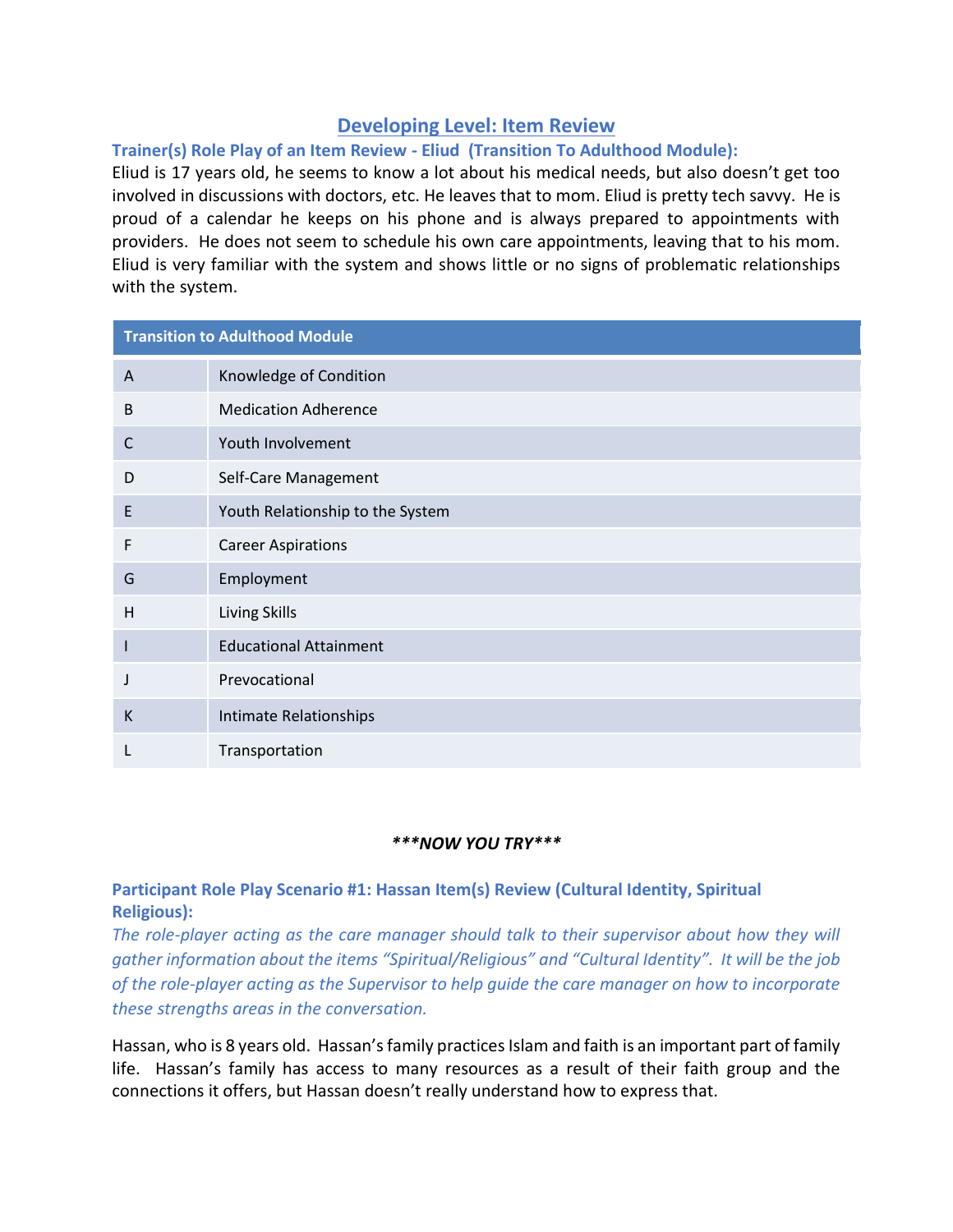## Developing Level: Item Review

### Trainer(s) Role Play of an Item Review - Eliud (Transition To Adulthood Module):

Eliud is 17 years old, he seems to know a lot about his medical needs, but also doesn't get too involved in discussions with doctors, etc. He leaves that to mom. Eliud is pretty tech savvy. He is proud of a calendar he keeps on his phone and is always prepared to appointments with providers. He does not seem to schedule his own care appointments, leaving that to his mom. Eliud is very familiar with the system and shows little or no signs of problematic relationships with the system.

| Transition to Adulthood Module | |
|---|---|
| A | Knowledge of Condition |
| B | Medication Adherence |
| C | Youth Involvement |
| D | Self-Care Management |
| E | Youth Relationship to the System |
| F | Career Aspirations |
| G | Employment |
| H | Living Skills |
| I | Educational Attainment |
| J | Prevocational |
| K | Intimate Relationships |
| L | Transportation |

***\*\*\*NOW YOU TRY\*\*\****

### Participant Role Play Scenario #1: Hassan Item(s) Review (Cultural Identity, Spiritual Religious):

*The role-player acting as the care manager should talk to their supervisor about how they will gather information about the items "Spiritual/Religious" and "Cultural Identity". It will be the job of the role-player acting as the Supervisor to help guide the care manager on how to incorporate these strengths areas in the conversation.*

Hassan, who is 8 years old. Hassan's family practices Islam and faith is an important part of family life. Hassan's family has access to many resources as a result of their faith group and the connections it offers, but Hassan doesn't really understand how to express that.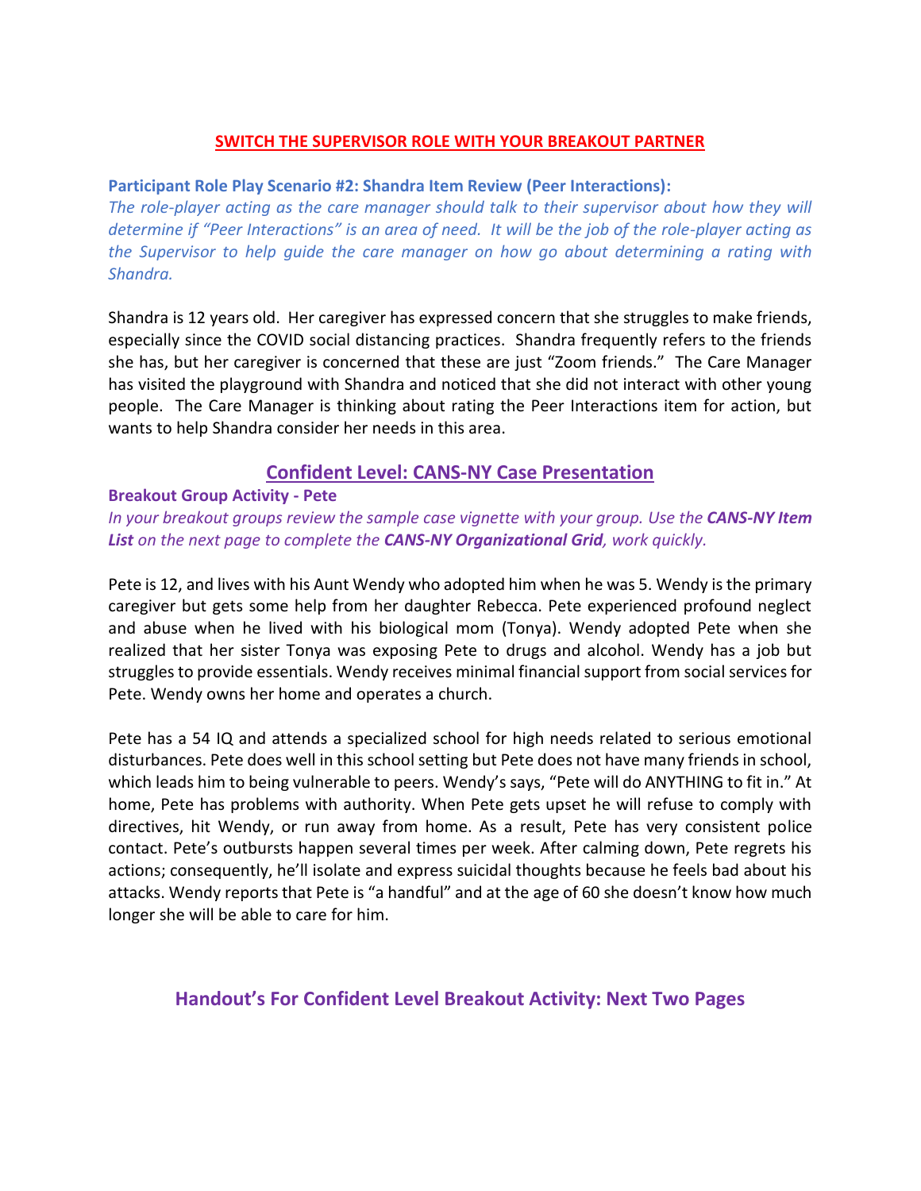**SWITCH THE SUPERVISOR ROLE WITH YOUR BREAKOUT PARTNER**

**Participant Role Play Scenario #2: Shandra Item Review (Peer Interactions):**

*The role-player acting as the care manager should talk to their supervisor about how they will determine if "Peer Interactions" is an area of need. It will be the job of the role-player acting as the Supervisor to help guide the care manager on how go about determining a rating with Shandra.*

Shandra is 12 years old. Her caregiver has expressed concern that she struggles to make friends, especially since the COVID social distancing practices. Shandra frequently refers to the friends she has, but her caregiver is concerned that these are just "Zoom friends." The Care Manager has visited the playground with Shandra and noticed that she did not interact with other young people. The Care Manager is thinking about rating the Peer Interactions item for action, but wants to help Shandra consider her needs in this area.

## Confident Level: CANS-NY Case Presentation

**Breakout Group Activity - Pete**

*In your breakout groups review the sample case vignette with your group. Use the **CANS-NY Item List** on the next page to complete the **CANS-NY Organizational Grid**, work quickly.*

Pete is 12, and lives with his Aunt Wendy who adopted him when he was 5. Wendy is the primary caregiver but gets some help from her daughter Rebecca. Pete experienced profound neglect and abuse when he lived with his biological mom (Tonya). Wendy adopted Pete when she realized that her sister Tonya was exposing Pete to drugs and alcohol. Wendy has a job but struggles to provide essentials. Wendy receives minimal financial support from social services for Pete. Wendy owns her home and operates a church.

Pete has a 54 IQ and attends a specialized school for high needs related to serious emotional disturbances. Pete does well in this school setting but Pete does not have many friends in school, which leads him to being vulnerable to peers. Wendy's says, "Pete will do ANYTHING to fit in." At home, Pete has problems with authority. When Pete gets upset he will refuse to comply with directives, hit Wendy, or run away from home. As a result, Pete has very consistent police contact. Pete's outbursts happen several times per week. After calming down, Pete regrets his actions; consequently, he'll isolate and express suicidal thoughts because he feels bad about his attacks. Wendy reports that Pete is "a handful" and at the age of 60 she doesn't know how much longer she will be able to care for him.

### Handout's For Confident Level Breakout Activity: Next Two Pages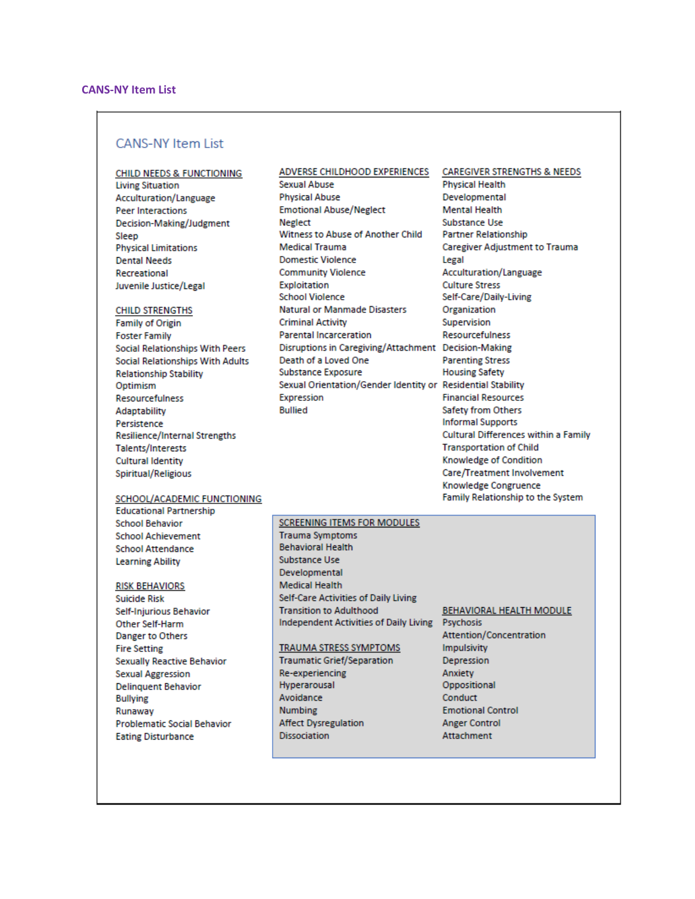## CANS-NY Item List

### CANS-NY Item List

#### CHILD NEEDS & FUNCTIONING

- Living Situation
- Acculturation/Language
- Peer Interactions
- Decision-Making/Judgment
- Sleep
- Physical Limitations
- Dental Needs
- Recreational
- Juvenile Justice/Legal

#### CHILD STRENGTHS

- Family of Origin
- Foster Family
- Social Relationships With Peers
- Social Relationships With Adults
- Relationship Stability
- Optimism
- Resourcefulness
- Adaptability
- Persistence
- Resilience/Internal Strengths
- Talents/Interests
- Cultural Identity
- Spiritual/Religious

#### SCHOOL/ACADEMIC FUNCTIONING

- Educational Partnership
- School Behavior
- School Achievement
- School Attendance
- Learning Ability

#### RISK BEHAVIORS

- Suicide Risk
- Self-Injurious Behavior
- Other Self-Harm
- Danger to Others
- Fire Setting
- Sexually Reactive Behavior
- Sexual Aggression
- Delinquent Behavior
- Bullying
- Runaway
- Problematic Social Behavior
- Eating Disturbance

#### ADVERSE CHILDHOOD EXPERIENCES

- Sexual Abuse
- Physical Abuse
- Emotional Abuse/Neglect
- Neglect
- Witness to Abuse of Another Child
- Medical Trauma
- Domestic Violence
- Community Violence
- Exploitation
- School Violence
- Natural or Manmade Disasters
- Criminal Activity
- Parental Incarceration
- Disruptions in Caregiving/Attachment
- Death of a Loved One
- Substance Exposure
- Sexual Orientation/Gender Identity or Expression
- Bullied

#### CAREGIVER STRENGTHS & NEEDS

- Physical Health
- Developmental
- Mental Health
- Substance Use
- Partner Relationship
- Caregiver Adjustment to Trauma
- Legal
- Acculturation/Language
- Culture Stress
- Self-Care/Daily-Living
- Organization
- Supervision
- Resourcefulness
- Decision-Making
- Parenting Stress
- Housing Safety
- Residential Stability
- Financial Resources
- Safety from Others
- Informal Supports
- Cultural Differences within a Family
- Transportation of Child
- Knowledge of Condition
- Care/Treatment Involvement
- Knowledge Congruence
- Family Relationship to the System

#### SCREENING ITEMS FOR MODULES

- Trauma Symptoms
- Behavioral Health
- Substance Use
- Developmental
- Medical Health
- Self-Care Activities of Daily Living
- Transition to Adulthood
- Independent Activities of Daily Living

#### TRAUMA STRESS SYMPTOMS

- Traumatic Grief/Separation
- Re-experiencing
- Hyperarousal
- Avoidance
- Numbing
- Affect Dysregulation
- Dissociation

#### BEHAVIORAL HEALTH MODULE

- Psychosis
- Attention/Concentration
- Impulsivity
- Depression
- Anxiety
- Oppositional
- Conduct
- Emotional Control
- Anger Control
- Attachment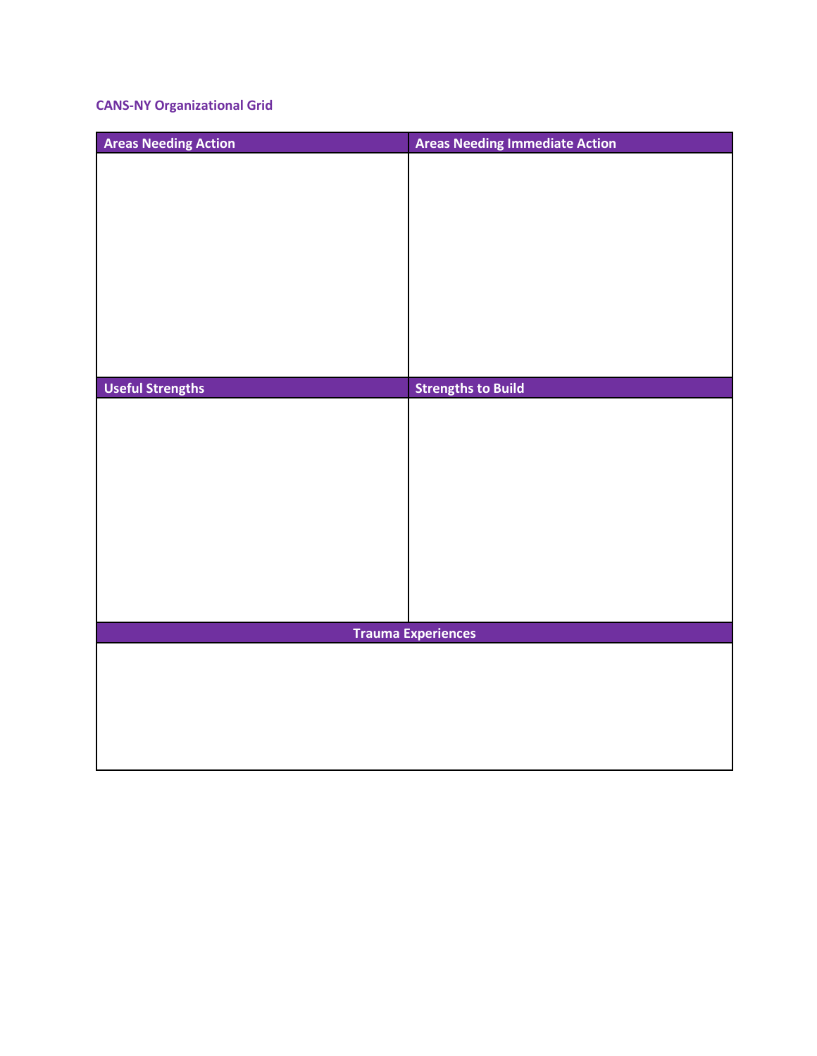**CANS-NY Organizational Grid**

| Areas Needing Action | Areas Needing Immediate Action |
| --- | --- |
| | |
| **Useful Strengths** | **Strengths to Build** |
| | |
| **Trauma Experiences** | |
| | |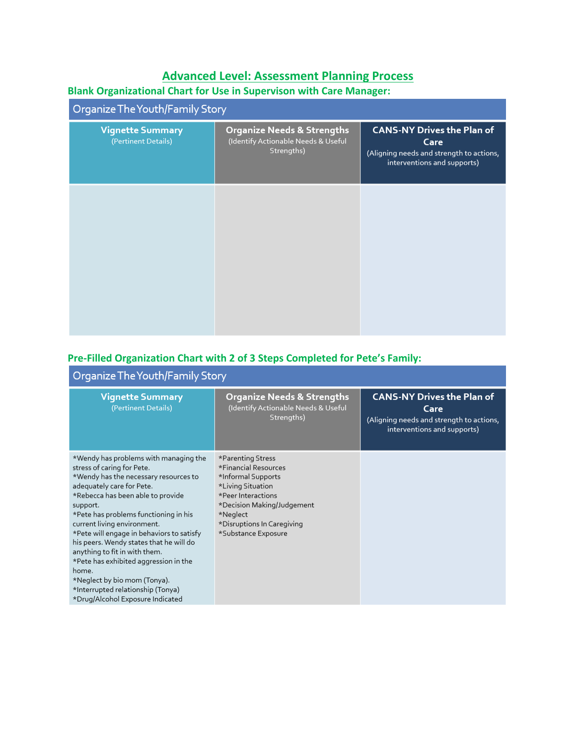# Advanced Level: Assessment Planning Process

## Blank Organizational Chart for Use in Supervison with Care Manager:

| Organize The Youth/Family Story | | |
|---|---|---|
| **Vignette Summary** (Pertinent Details) | **Organize Needs & Strengths** (Identify Actionable Needs & Useful Strengths) | **CANS-NY Drives the Plan of Care** (Aligning needs and strength to actions, interventions and supports) |
| | | |

## Pre-Filled Organization Chart with 2 of 3 Steps Completed for Pete's Family:

| Organize The Youth/Family Story | | |
|---|---|---|
| **Vignette Summary** (Pertinent Details) | **Organize Needs & Strengths** (Identify Actionable Needs & Useful Strengths) | **CANS-NY Drives the Plan of Care** (Aligning needs and strength to actions, interventions and supports) |
| *Wendy has problems with managing the stress of caring for Pete.<br>*Wendy has the necessary resources to adequately care for Pete.<br>*Rebecca has been able to provide support.<br>*Pete has problems functioning in his current living environment.<br>*Pete will engage in behaviors to satisfy his peers. Wendy states that he will do anything to fit in with them.<br>*Pete has exhibited aggression in the home.<br>*Neglect by bio mom (Tonya).<br>*Interrupted relationship (Tonya)<br>*Drug/Alcohol Exposure Indicated | *Parenting Stress<br>*Financial Resources<br>*Informal Supports<br>*Living Situation<br>*Peer Interactions<br>*Decision Making/Judgement<br>*Neglect<br>*Disruptions In Caregiving<br>*Substance Exposure | |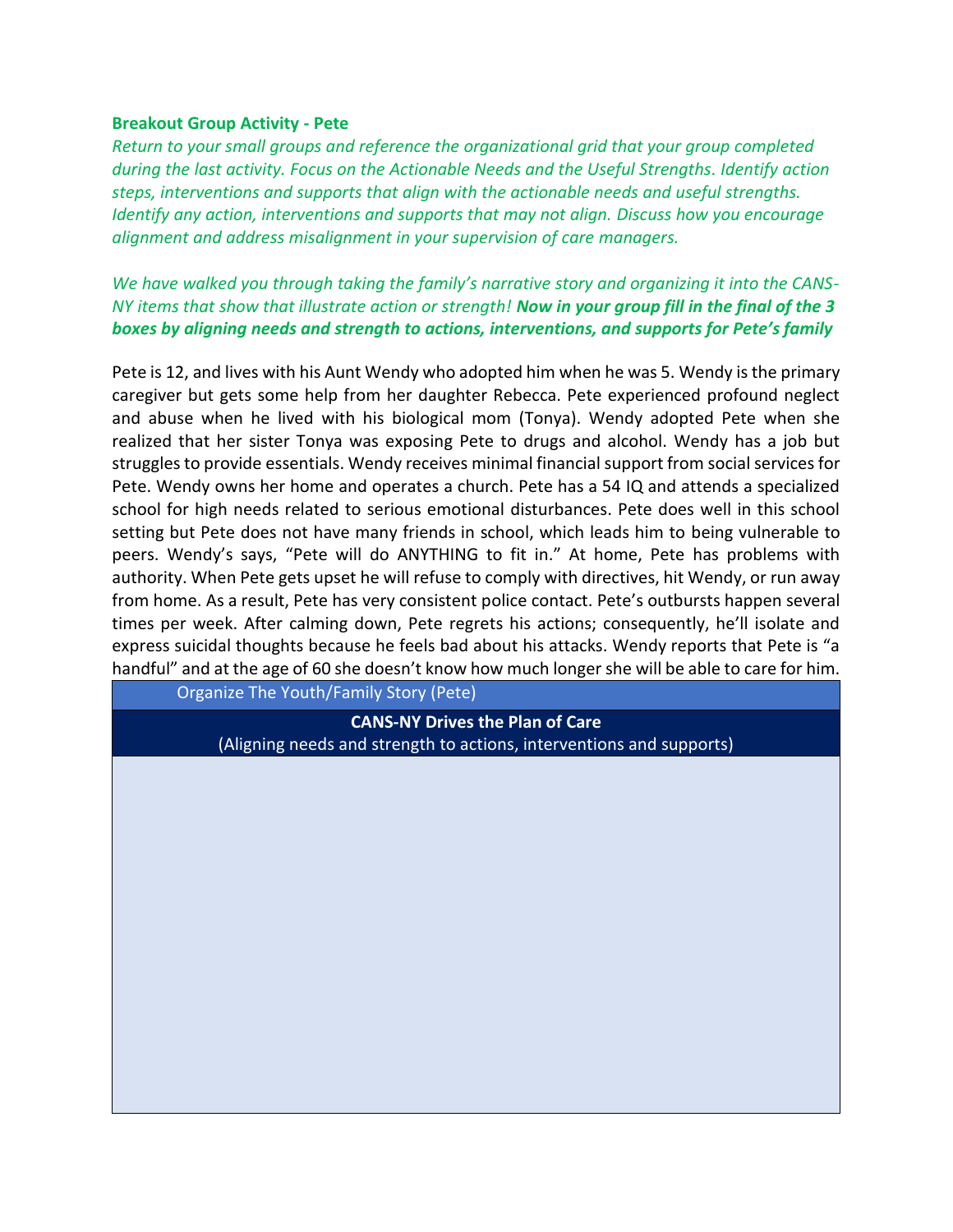**Breakout Group Activity - Pete**

*Return to your small groups and reference the organizational grid that your group completed during the last activity. Focus on the Actionable Needs and the Useful Strengths. Identify action steps, interventions and supports that align with the actionable needs and useful strengths. Identify any action, interventions and supports that may not align. Discuss how you encourage alignment and address misalignment in your supervision of care managers.*

*We have walked you through taking the family's narrative story and organizing it into the CANS-NY items that show that illustrate action or strength!* ***Now in your group fill in the final of the 3 boxes by aligning needs and strength to actions, interventions, and supports for Pete's family***

Pete is 12, and lives with his Aunt Wendy who adopted him when he was 5. Wendy is the primary caregiver but gets some help from her daughter Rebecca. Pete experienced profound neglect and abuse when he lived with his biological mom (Tonya). Wendy adopted Pete when she realized that her sister Tonya was exposing Pete to drugs and alcohol. Wendy has a job but struggles to provide essentials. Wendy receives minimal financial support from social services for Pete. Wendy owns her home and operates a church. Pete has a 54 IQ and attends a specialized school for high needs related to serious emotional disturbances. Pete does well in this school setting but Pete does not have many friends in school, which leads him to being vulnerable to peers. Wendy's says, "Pete will do ANYTHING to fit in." At home, Pete has problems with authority. When Pete gets upset he will refuse to comply with directives, hit Wendy, or run away from home. As a result, Pete has very consistent police contact. Pete's outbursts happen several times per week. After calming down, Pete regrets his actions; consequently, he'll isolate and express suicidal thoughts because he feels bad about his attacks. Wendy reports that Pete is "a handful" and at the age of 60 she doesn't know how much longer she will be able to care for him.

| Organize The Youth/Family Story (Pete) |
|---|
| **CANS-NY Drives the Plan of Care** (Aligning needs and strength to actions, interventions and supports) |
| |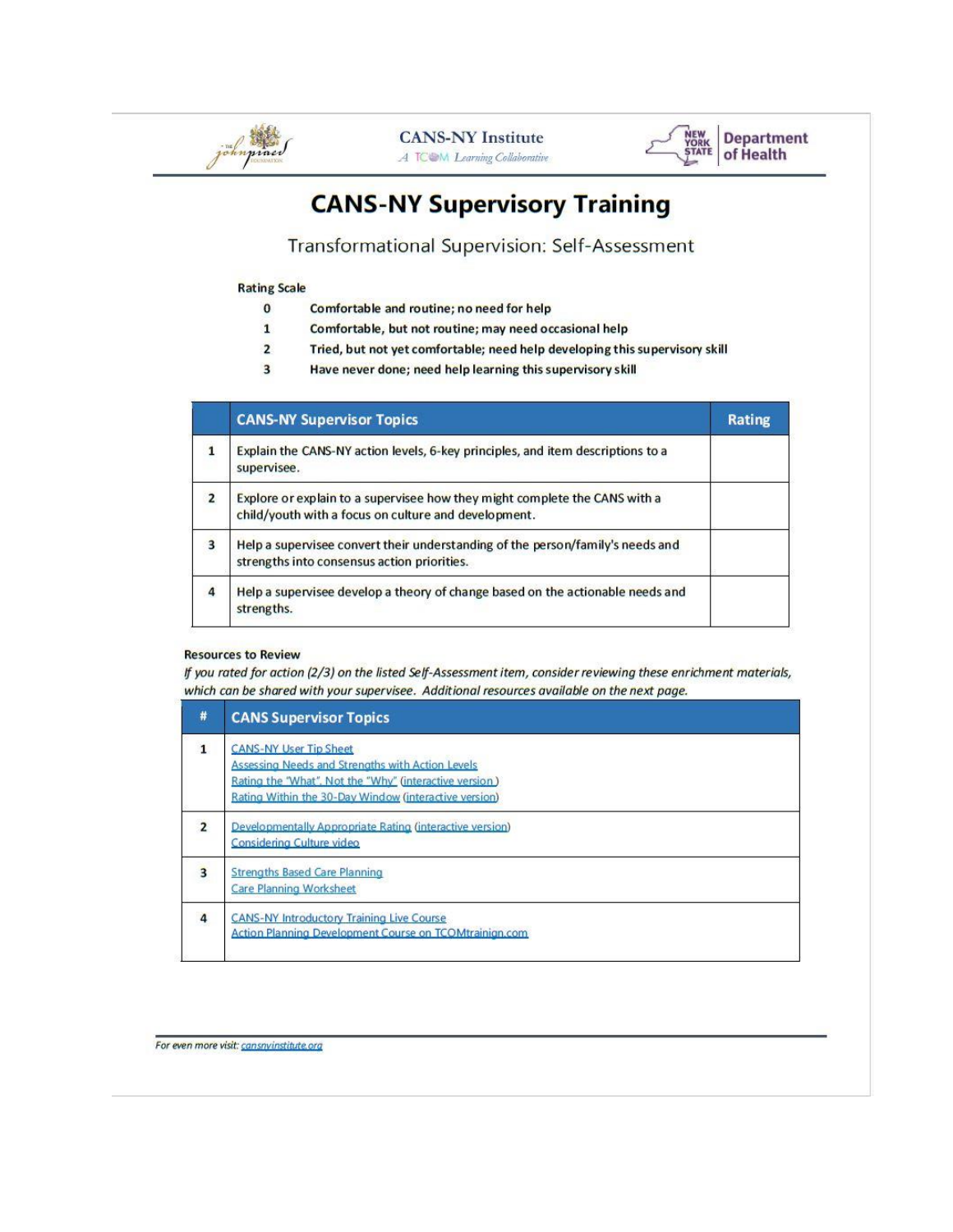# CANS-NY Supervisory Training

## Transformational Supervision: Self-Assessment

**Rating Scale**

| | |
|---|---|
| **0** | **Comfortable and routine; no need for help** |
| **1** | **Comfortable, but not routine; may need occasional help** |
| **2** | **Tried, but not yet comfortable; need help developing this supervisory skill** |
| **3** | **Have never done; need help learning this supervisory skill** |

| | CANS-NY Supervisor Topics | Rating |
|---|---|---|
| 1 | Explain the CANS-NY action levels, 6-key principles, and item descriptions to a supervisee. | |
| 2 | Explore or explain to a supervisee how they might complete the CANS with a child/youth with a focus on culture and development. | |
| 3 | Help a supervisee convert their understanding of the person/family's needs and strengths into consensus action priorities. | |
| 4 | Help a supervisee develop a theory of change based on the actionable needs and strengths. | |

**Resources to Review**

*If you rated for action (2/3) on the listed Self-Assessment item, consider reviewing these enrichment materials, which can be shared with your supervisee. Additional resources available on the next page.*

| # | CANS Supervisor Topics |
|---|---|
| 1 | CANS-NY User Tip Sheet<br>Assessing Needs and Strengths with Action Levels<br>Rating the "What", Not the "Why" (interactive version )<br>Rating Within the 30-Day Window (interactive version) |
| 2 | Developmentally Appropriate Rating (interactive version)<br>Considering Culture video |
| 3 | Strengths Based Care Planning<br>Care Planning Worksheet |
| 4 | CANS-NY Introductory Training Live Course<br>Action Planning Development Course on TCOMtrainign.com |

*For even more visit: cansnyinstitute.org*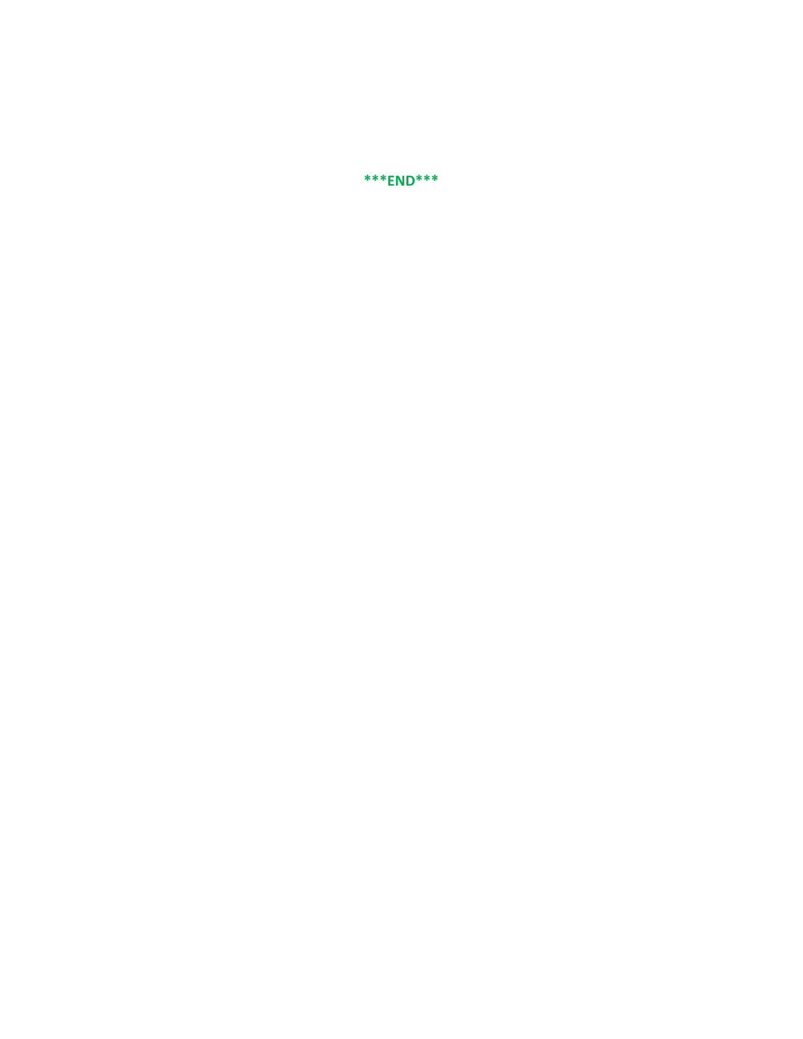**\*\*\*END\*\*\***

***END***